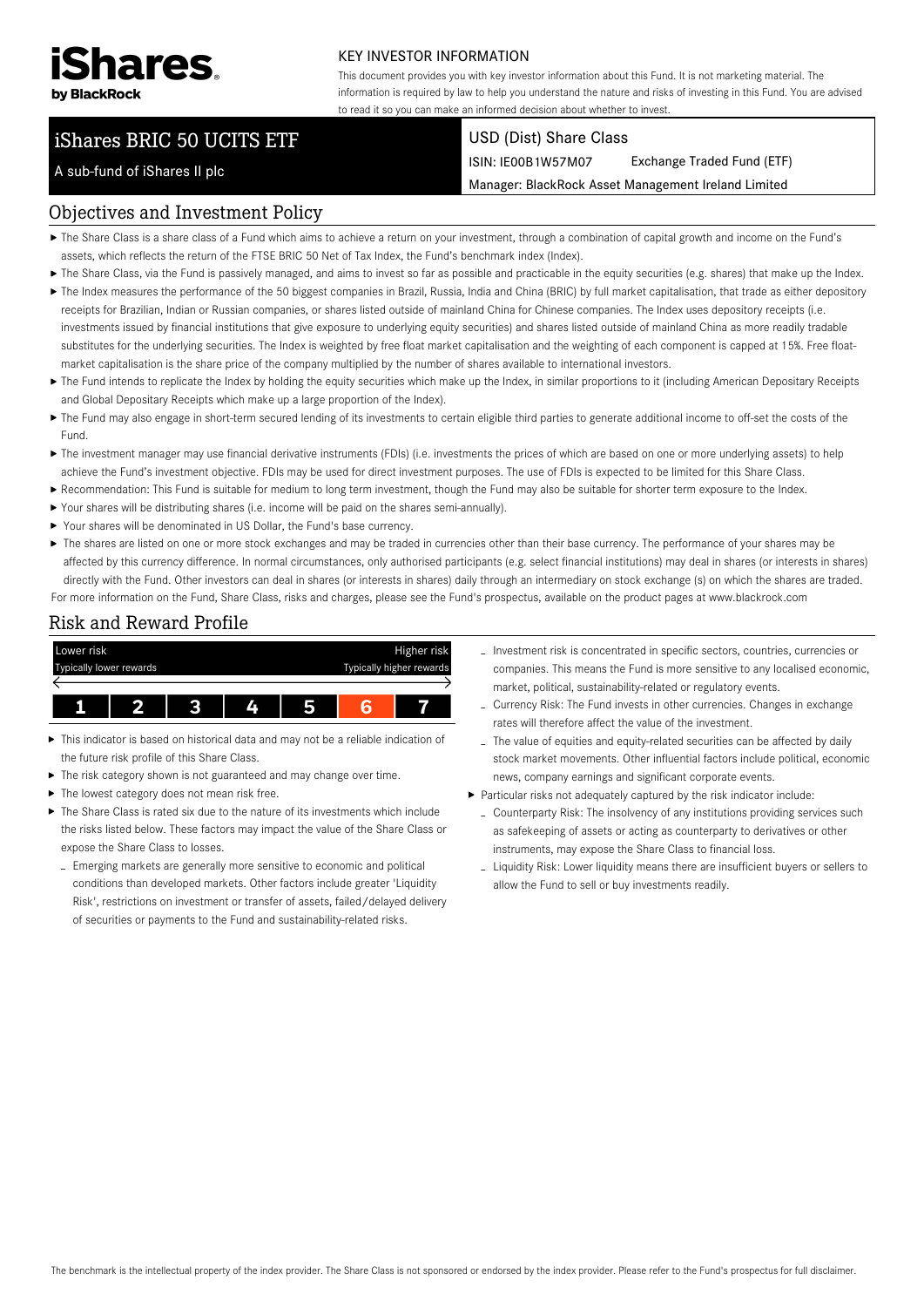iShares by BlackRock

KEY INVESTOR INFORMATION

This document provides you with key investor information about this Fund. It is not marketing material. The information is required by law to help you understand the nature and risks of investing in this Fund. You are advised to read it so you can make an informed decision about whether to invest.

# iShares BRIC 50 UCITS ETF

A sub-fund of iShares II plc

USD (Dist) Share Class

ISIN: IE00B1W57M07 Exchange Traded Fund (ETF)

Manager: BlackRock Asset Management Ireland Limited

## Objectives and Investment Policy

- The Share Class is a share class of a Fund which aims to achieve a return on your investment, through a combination of capital growth and income on the Fund's assets, which reflects the return of the FTSE BRIC 50 Net of Tax Index, the Fund's benchmark index (Index).
- The Share Class, via the Fund is passively managed, and aims to invest so far as possible and practicable in the equity securities (e.g. shares) that make up the Index.
- The Index measures the performance of the 50 biggest companies in Brazil, Russia, India and China (BRIC) by full market capitalisation, that trade as either depository receipts for Brazilian, Indian or Russian companies, or shares listed outside of mainland China for Chinese companies. The Index uses depository receipts (i.e. investments issued by financial institutions that give exposure to underlying equity securities) and shares listed outside of mainland China as more readily tradable substitutes for the underlying securities. The Index is weighted by free float market capitalisation and the weighting of each component is capped at 15%. Free float-market capitalisation is the share price of the company multiplied by the number of shares available to international investors.
- The Fund intends to replicate the Index by holding the equity securities which make up the Index, in similar proportions to it (including American Depositary Receipts and Global Depositary Receipts which make up a large proportion of the Index).
- The Fund may also engage in short-term secured lending of its investments to certain eligible third parties to generate additional income to off-set the costs of the Fund.
- The investment manager may use financial derivative instruments (FDIs) (i.e. investments the prices of which are based on one or more underlying assets) to help achieve the Fund's investment objective. FDIs may be used for direct investment purposes. The use of FDIs is expected to be limited for this Share Class.
- Recommendation: This Fund is suitable for medium to long term investment, though the Fund may also be suitable for shorter term exposure to the Index.
- Your shares will be distributing shares (i.e. income will be paid on the shares semi-annually).
- Your shares will be denominated in US Dollar, the Fund's base currency.
- The shares are listed on one or more stock exchanges and may be traded in currencies other than their base currency. The performance of your shares may be affected by this currency difference. In normal circumstances, only authorised participants (e.g. select financial institutions) may deal in shares (or interests in shares) directly with the Fund. Other investors can deal in shares (or interests in shares) daily through an intermediary on stock exchange (s) on which the shares are traded.

For more information on the Fund, Share Class, risks and charges, please see the Fund's prospectus, available on the product pages at www.blackrock.com

## Risk and Reward Profile

| Lower risk | | | | | | Higher risk |
|---|---|---|---|---|---|---|
| Typically lower rewards | | | | | | Typically higher rewards |
| 1 | 2 | 3 | 4 | 5 | **6** | 7 |

- This indicator is based on historical data and may not be a reliable indication of the future risk profile of this Share Class.
- The risk category shown is not guaranteed and may change over time.
- The lowest category does not mean risk free.
- The Share Class is rated six due to the nature of its investments which include the risks listed below. These factors may impact the value of the Share Class or expose the Share Class to losses.
  - Emerging markets are generally more sensitive to economic and political conditions than developed markets. Other factors include greater 'Liquidity Risk', restrictions on investment or transfer of assets, failed/delayed delivery of securities or payments to the Fund and sustainability-related risks.
  - Investment risk is concentrated in specific sectors, countries, currencies or companies. This means the Fund is more sensitive to any localised economic, market, political, sustainability-related or regulatory events.
  - Currency Risk: The Fund invests in other currencies. Changes in exchange rates will therefore affect the value of the investment.
  - The value of equities and equity-related securities can be affected by daily stock market movements. Other influential factors include political, economic news, company earnings and significant corporate events.
- Particular risks not adequately captured by the risk indicator include:
  - Counterparty Risk: The insolvency of any institutions providing services such as safekeeping of assets or acting as counterparty to derivatives or other instruments, may expose the Share Class to financial loss.
  - Liquidity Risk: Lower liquidity means there are insufficient buyers or sellers to allow the Fund to sell or buy investments readily.

The benchmark is the intellectual property of the index provider. The Share Class is not sponsored or endorsed by the index provider. Please refer to the Fund's prospectus for full disclaimer.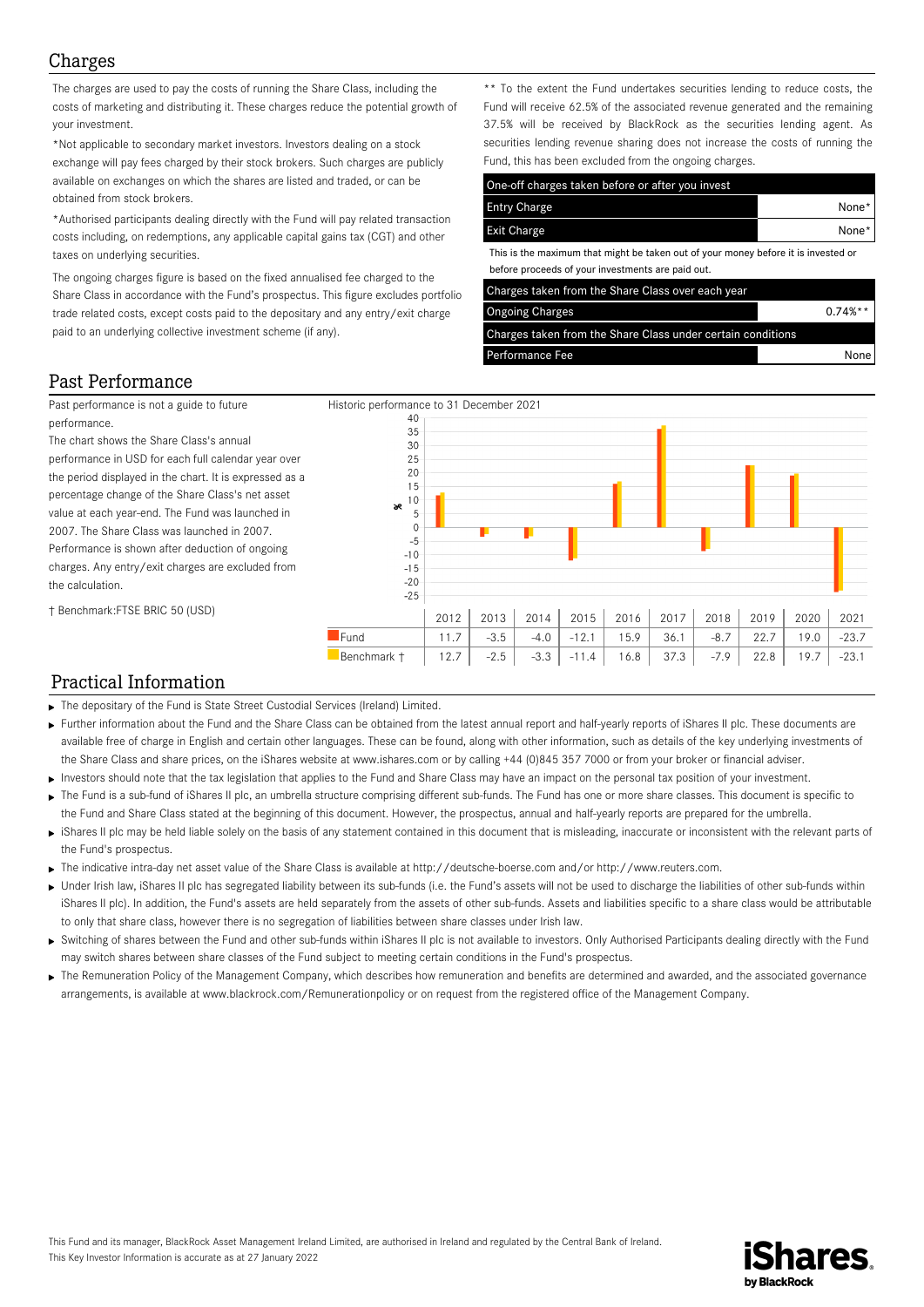## Charges

The charges are used to pay the costs of running the Share Class, including the costs of marketing and distributing it. These charges reduce the potential growth of your investment.

*Not applicable to secondary market investors. Investors dealing on a stock exchange will pay fees charged by their stock brokers. Such charges are publicly available on exchanges on which the shares are listed and traded, or can be obtained from stock brokers.

*Authorised participants dealing directly with the Fund will pay related transaction costs including, on redemptions, any applicable capital gains tax (CGT) and other taxes on underlying securities.

The ongoing charges figure is based on the fixed annualised fee charged to the Share Class in accordance with the Fund's prospectus. This figure excludes portfolio trade related costs, except costs paid to the depositary and any entry/exit charge paid to an underlying collective investment scheme (if any).

** To the extent the Fund undertakes securities lending to reduce costs, the Fund will receive 62.5% of the associated revenue generated and the remaining 37.5% will be received by BlackRock as the securities lending agent. As securities lending revenue sharing does not increase the costs of running the Fund, this has been excluded from the ongoing charges.

| One-off charges taken before or after you invest | |
|---|---|
| Entry Charge | None* |
| Exit Charge | None* |

This is the maximum that might be taken out of your money before it is invested or before proceeds of your investments are paid out.

| Charges taken from the Share Class over each year | |
|---|---|
| Ongoing Charges | 0.74%** |
| **Charges taken from the Share Class under certain conditions** | |
| Performance Fee | None |

## Past Performance

Past performance is not a guide to future performance.

The chart shows the Share Class's annual performance in USD for each full calendar year over the period displayed in the chart. It is expressed as a percentage change of the Share Class's net asset value at each year-end. The Fund was launched in 2007. The Share Class was launched in 2007.

Performance is shown after deduction of ongoing charges. Any entry/exit charges are excluded from the calculation.

† Benchmark:FTSE BRIC 50 (USD)

Historic performance to 31 December 2021

40
35
30
25
20
15
10
5
0
-5
-10
-15
-20
-25

%

| | 2012 | 2013 | 2014 | 2015 | 2016 | 2017 | 2018 | 2019 | 2020 | 2021 |
|---|---|---|---|---|---|---|---|---|---|---|
| Fund | 11.7 | -3.5 | -4.0 | -12.1 | 15.9 | 36.1 | -8.7 | 22.7 | 19.0 | -23.7 |
| Benchmark † | 12.7 | -2.5 | -3.3 | -11.4 | 16.8 | 37.3 | -7.9 | 22.8 | 19.7 | -23.1 |

## Practical Information

- The depositary of the Fund is State Street Custodial Services (Ireland) Limited.
- Further information about the Fund and the Share Class can be obtained from the latest annual report and half-yearly reports of iShares II plc. These documents are available free of charge in English and certain other languages. These can be found, along with other information, such as details of the key underlying investments of the Share Class and share prices, on the iShares website at www.ishares.com or by calling +44 (0)845 357 7000 or from your broker or financial adviser.
- Investors should note that the tax legislation that applies to the Fund and Share Class may have an impact on the personal tax position of your investment.
- The Fund is a sub-fund of iShares II plc, an umbrella structure comprising different sub-funds. The Fund has one or more share classes. This document is specific to the Fund and Share Class stated at the beginning of this document. However, the prospectus, annual and half-yearly reports are prepared for the umbrella.
- iShares II plc may be held liable solely on the basis of any statement contained in this document that is misleading, inaccurate or inconsistent with the relevant parts of the Fund's prospectus.
- The indicative intra-day net asset value of the Share Class is available at http://deutsche-boerse.com and/or http://www.reuters.com.
- Under Irish law, iShares II plc has segregated liability between its sub-funds (i.e. the Fund's assets will not be used to discharge the liabilities of other sub-funds within iShares II plc). In addition, the Fund's assets are held separately from the assets of other sub-funds. Assets and liabilities specific to a share class would be attributable to only that share class, however there is no segregation of liabilities between share classes under Irish law.
- Switching of shares between the Fund and other sub-funds within iShares II plc is not available to investors. Only Authorised Participants dealing directly with the Fund may switch shares between share classes of the Fund subject to meeting certain conditions in the Fund's prospectus.
- The Remuneration Policy of the Management Company, which describes how remuneration and benefits are determined and awarded, and the associated governance arrangements, is available at www.blackrock.com/Remunerationpolicy or on request from the registered office of the Management Company.

This Fund and its manager, BlackRock Asset Management Ireland Limited, are authorised in Ireland and regulated by the Central Bank of Ireland.
This Key Investor Information is accurate as at 27 January 2022

iShares by BlackRock